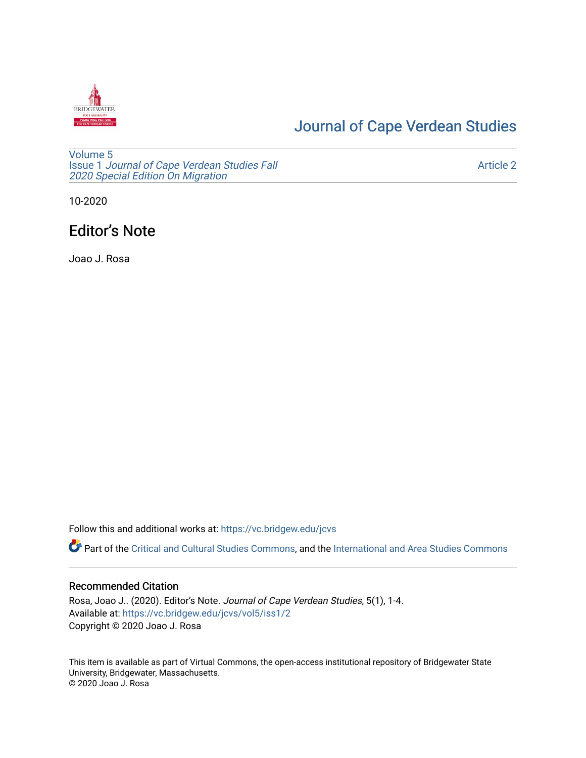# Journal of Cape Verdean Studies

Volume 5
Issue 1 *Journal of Cape Verdean Studies Fall 2020 Special Edition On Migration*

Article 2

10-2020

## Editor's Note

Joao J. Rosa

Follow this and additional works at: https://vc.bridgew.edu/jcvs

Part of the Critical and Cultural Studies Commons, and the International and Area Studies Commons

### Recommended Citation

Rosa, Joao J.. (2020). Editor's Note. *Journal of Cape Verdean Studies*, 5(1), 1-4.
Available at: https://vc.bridgew.edu/jcvs/vol5/iss1/2
Copyright © 2020 Joao J. Rosa

This item is available as part of Virtual Commons, the open-access institutional repository of Bridgewater State University, Bridgewater, Massachusetts.
© 2020 Joao J. Rosa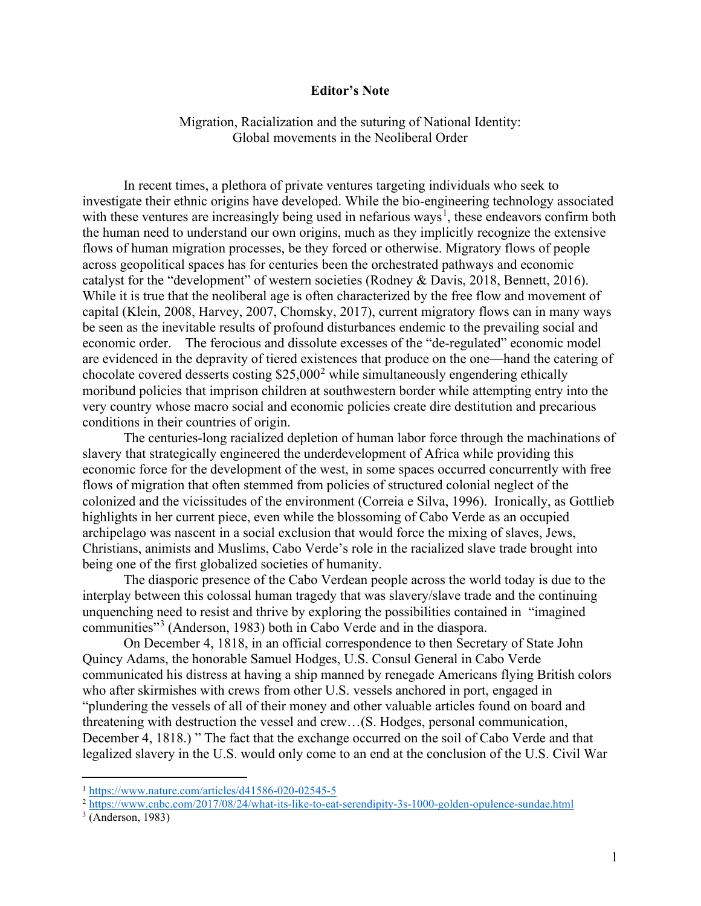**Editor's Note**

Migration, Racialization and the suturing of National Identity:
Global movements in the Neoliberal Order

In recent times, a plethora of private ventures targeting individuals who seek to investigate their ethnic origins have developed. While the bio-engineering technology associated with these ventures are increasingly being used in nefarious ways[1], these endeavors confirm both the human need to understand our own origins, much as they implicitly recognize the extensive flows of human migration processes, be they forced or otherwise. Migratory flows of people across geopolitical spaces has for centuries been the orchestrated pathways and economic catalyst for the "development" of western societies (Rodney & Davis, 2018, Bennett, 2016). While it is true that the neoliberal age is often characterized by the free flow and movement of capital (Klein, 2008, Harvey, 2007, Chomsky, 2017), current migratory flows can in many ways be seen as the inevitable results of profound disturbances endemic to the prevailing social and economic order. The ferocious and dissolute excesses of the "de-regulated" economic model are evidenced in the depravity of tiered existences that produce on the one—hand the catering of chocolate covered desserts costing $25,000[2] while simultaneously engendering ethically moribund policies that imprison children at southwestern border while attempting entry into the very country whose macro social and economic policies create dire destitution and precarious conditions in their countries of origin.

The centuries-long racialized depletion of human labor force through the machinations of slavery that strategically engineered the underdevelopment of Africa while providing this economic force for the development of the west, in some spaces occurred concurrently with free flows of migration that often stemmed from policies of structured colonial neglect of the colonized and the vicissitudes of the environment (Correia e Silva, 1996). Ironically, as Gottlieb highlights in her current piece, even while the blossoming of Cabo Verde as an occupied archipelago was nascent in a social exclusion that would force the mixing of slaves, Jews, Christians, animists and Muslims, Cabo Verde's role in the racialized slave trade brought into being one of the first globalized societies of humanity.

The diasporic presence of the Cabo Verdean people across the world today is due to the interplay between this colossal human tragedy that was slavery/slave trade and the continuing unquenching need to resist and thrive by exploring the possibilities contained in "imagined communities"[3] (Anderson, 1983) both in Cabo Verde and in the diaspora.

On December 4, 1818, in an official correspondence to then Secretary of State John Quincy Adams, the honorable Samuel Hodges, U.S. Consul General in Cabo Verde communicated his distress at having a ship manned by renegade Americans flying British colors who after skirmishes with crews from other U.S. vessels anchored in port, engaged in "plundering the vessels of all of their money and other valuable articles found on board and threatening with destruction the vessel and crew…(S. Hodges, personal communication, December 4, 1818.) " The fact that the exchange occurred on the soil of Cabo Verde and that legalized slavery in the U.S. would only come to an end at the conclusion of the U.S. Civil War

---

[1] https://www.nature.com/articles/d41586-020-02545-5

[2] https://www.cnbc.com/2017/08/24/what-its-like-to-eat-serendipity-3s-1000-golden-opulence-sundae.html

[3] (Anderson, 1983)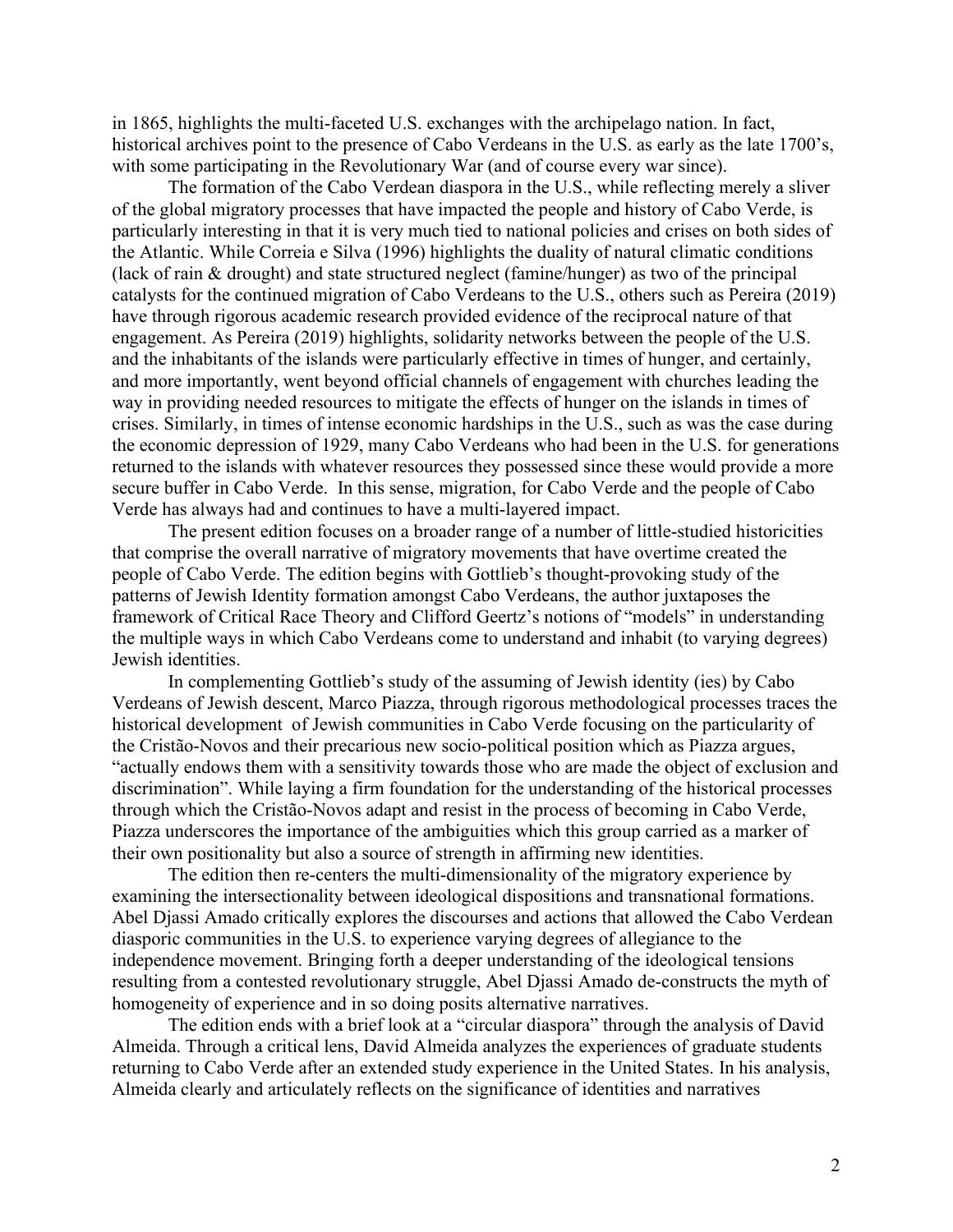in 1865, highlights the multi-faceted U.S. exchanges with the archipelago nation. In fact, historical archives point to the presence of Cabo Verdeans in the U.S. as early as the late 1700's, with some participating in the Revolutionary War (and of course every war since).

The formation of the Cabo Verdean diaspora in the U.S., while reflecting merely a sliver of the global migratory processes that have impacted the people and history of Cabo Verde, is particularly interesting in that it is very much tied to national policies and crises on both sides of the Atlantic. While Correia e Silva (1996) highlights the duality of natural climatic conditions (lack of rain & drought) and state structured neglect (famine/hunger) as two of the principal catalysts for the continued migration of Cabo Verdeans to the U.S., others such as Pereira (2019) have through rigorous academic research provided evidence of the reciprocal nature of that engagement. As Pereira (2019) highlights, solidarity networks between the people of the U.S. and the inhabitants of the islands were particularly effective in times of hunger, and certainly, and more importantly, went beyond official channels of engagement with churches leading the way in providing needed resources to mitigate the effects of hunger on the islands in times of crises. Similarly, in times of intense economic hardships in the U.S., such as was the case during the economic depression of 1929, many Cabo Verdeans who had been in the U.S. for generations returned to the islands with whatever resources they possessed since these would provide a more secure buffer in Cabo Verde. In this sense, migration, for Cabo Verde and the people of Cabo Verde has always had and continues to have a multi-layered impact.

The present edition focuses on a broader range of a number of little-studied historicities that comprise the overall narrative of migratory movements that have overtime created the people of Cabo Verde. The edition begins with Gottlieb's thought-provoking study of the patterns of Jewish Identity formation amongst Cabo Verdeans, the author juxtaposes the framework of Critical Race Theory and Clifford Geertz's notions of "models" in understanding the multiple ways in which Cabo Verdeans come to understand and inhabit (to varying degrees) Jewish identities.

In complementing Gottlieb's study of the assuming of Jewish identity (ies) by Cabo Verdeans of Jewish descent, Marco Piazza, through rigorous methodological processes traces the historical development of Jewish communities in Cabo Verde focusing on the particularity of the Cristão-Novos and their precarious new socio-political position which as Piazza argues, "actually endows them with a sensitivity towards those who are made the object of exclusion and discrimination". While laying a firm foundation for the understanding of the historical processes through which the Cristão-Novos adapt and resist in the process of becoming in Cabo Verde, Piazza underscores the importance of the ambiguities which this group carried as a marker of their own positionality but also a source of strength in affirming new identities.

The edition then re-centers the multi-dimensionality of the migratory experience by examining the intersectionality between ideological dispositions and transnational formations. Abel Djassi Amado critically explores the discourses and actions that allowed the Cabo Verdean diasporic communities in the U.S. to experience varying degrees of allegiance to the independence movement. Bringing forth a deeper understanding of the ideological tensions resulting from a contested revolutionary struggle, Abel Djassi Amado de-constructs the myth of homogeneity of experience and in so doing posits alternative narratives.

The edition ends with a brief look at a "circular diaspora" through the analysis of David Almeida. Through a critical lens, David Almeida analyzes the experiences of graduate students returning to Cabo Verde after an extended study experience in the United States. In his analysis, Almeida clearly and articulately reflects on the significance of identities and narratives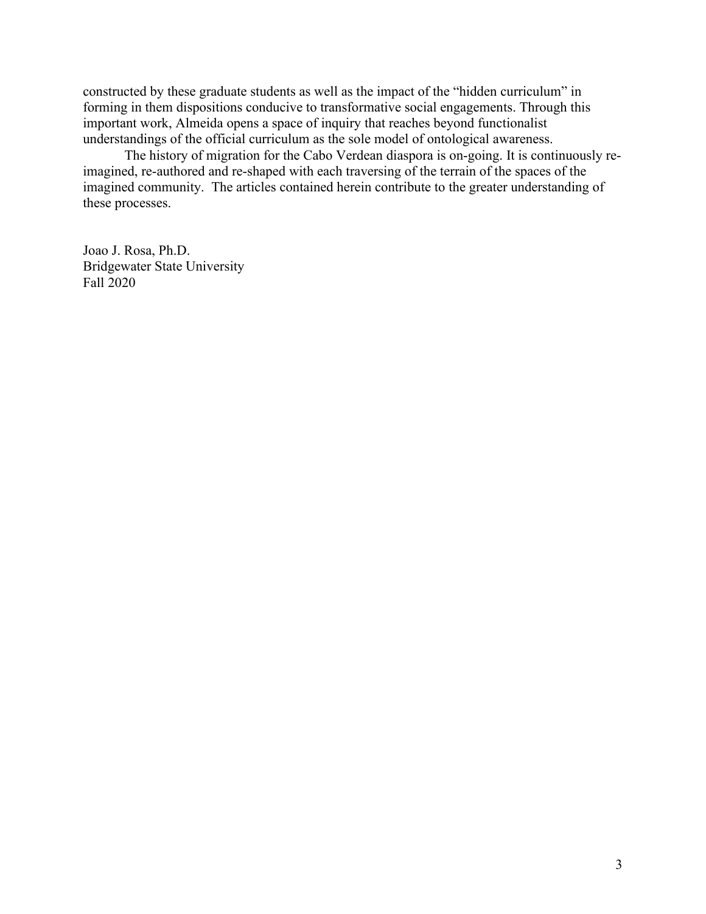constructed by these graduate students as well as the impact of the "hidden curriculum" in forming in them dispositions conducive to transformative social engagements. Through this important work, Almeida opens a space of inquiry that reaches beyond functionalist understandings of the official curriculum as the sole model of ontological awareness.

The history of migration for the Cabo Verdean diaspora is on-going. It is continuously re-imagined, re-authored and re-shaped with each traversing of the terrain of the spaces of the imagined community. The articles contained herein contribute to the greater understanding of these processes.

Joao J. Rosa, Ph.D.
Bridgewater State University
Fall 2020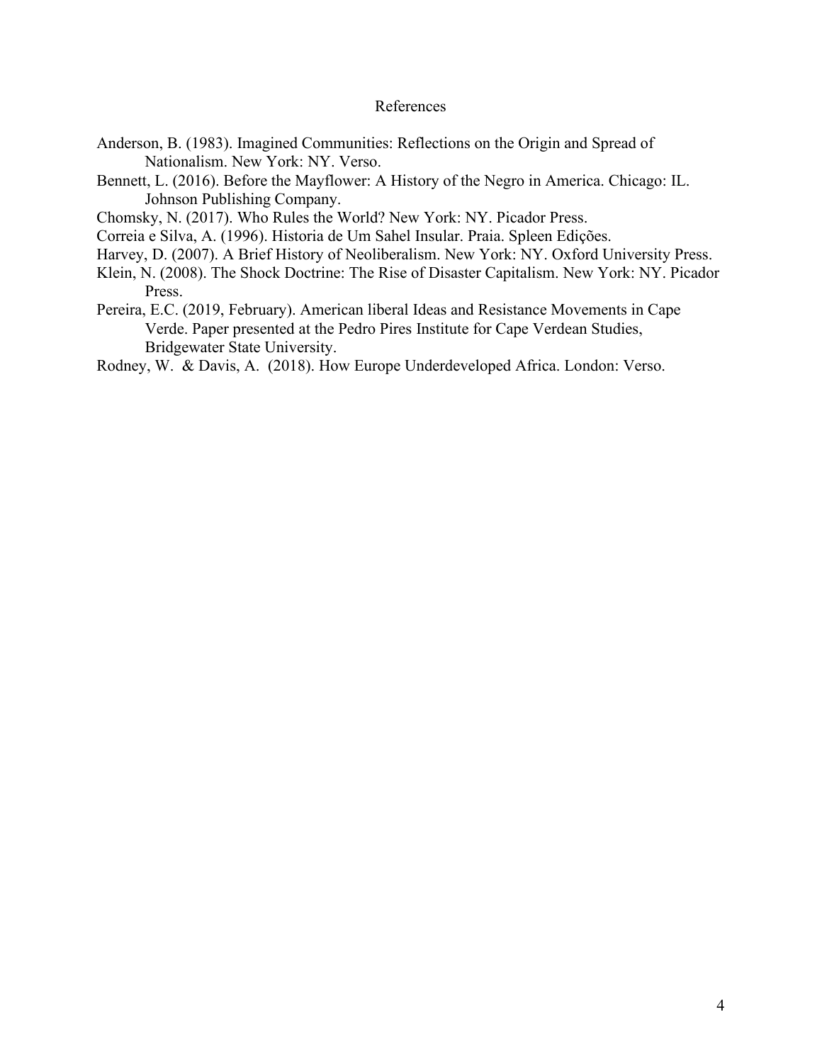# References

Anderson, B. (1983). Imagined Communities: Reflections on the Origin and Spread of Nationalism. New York: NY. Verso.

Bennett, L. (2016). Before the Mayflower: A History of the Negro in America. Chicago: IL. Johnson Publishing Company.

Chomsky, N. (2017). Who Rules the World? New York: NY. Picador Press.

Correia e Silva, A. (1996). Historia de Um Sahel Insular. Praia. Spleen Edições.

Harvey, D. (2007). A Brief History of Neoliberalism. New York: NY. Oxford University Press.

Klein, N. (2008). The Shock Doctrine: The Rise of Disaster Capitalism. New York: NY. Picador Press.

Pereira, E.C. (2019, February). American liberal Ideas and Resistance Movements in Cape Verde. Paper presented at the Pedro Pires Institute for Cape Verdean Studies, Bridgewater State University.

Rodney, W. & Davis, A. (2018). How Europe Underdeveloped Africa. London: Verso.